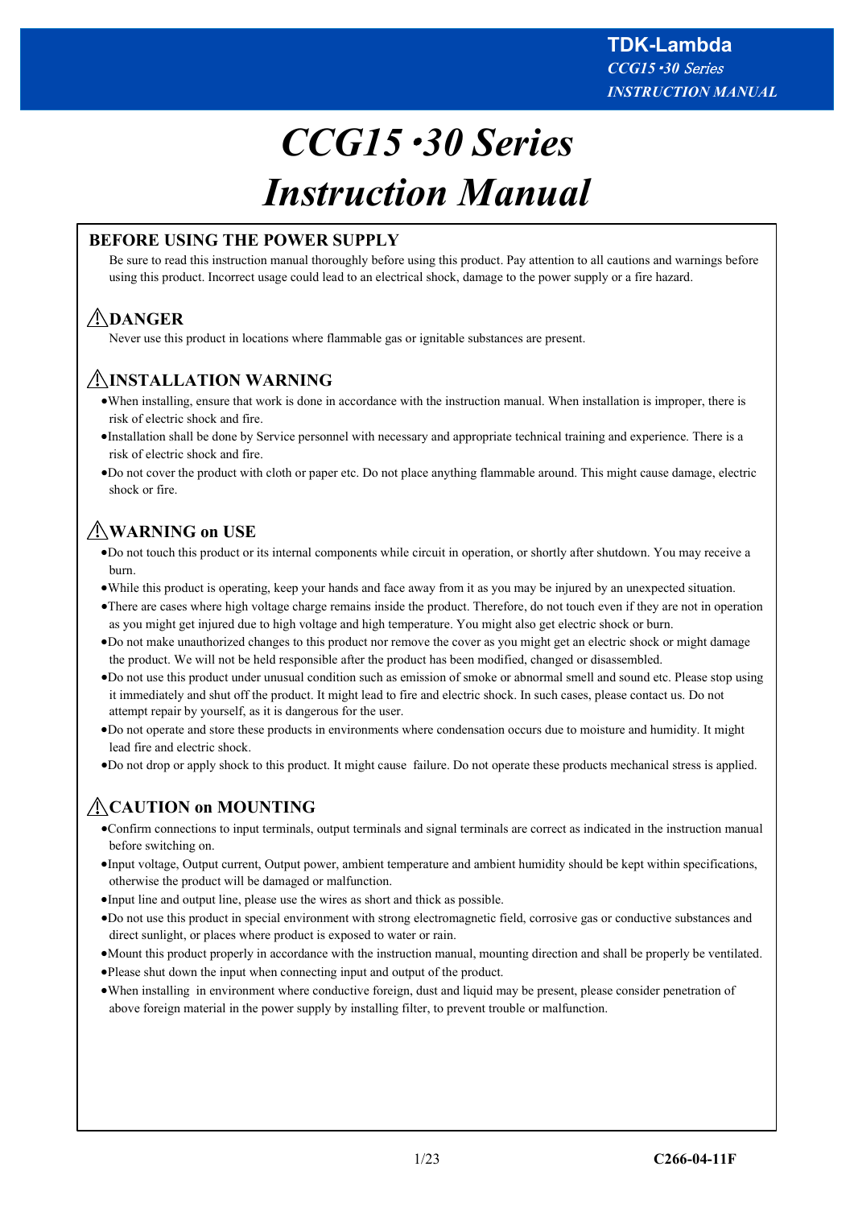# *CCG15・30 Series*
# *Instruction Manual*

## BEFORE USING THE POWER SUPPLY

Be sure to read this instruction manual thoroughly before using this product. Pay attention to all cautions and warnings before using this product. Incorrect usage could lead to an electrical shock, damage to the power supply or a fire hazard.

## ⚠DANGER

Never use this product in locations where flammable gas or ignitable substances are present.

## ⚠INSTALLATION WARNING

- When installing, ensure that work is done in accordance with the instruction manual. When installation is improper, there is risk of electric shock and fire.
- Installation shall be done by Service personnel with necessary and appropriate technical training and experience. There is a risk of electric shock and fire.
- Do not cover the product with cloth or paper etc. Do not place anything flammable around. This might cause damage, electric shock or fire.

## ⚠WARNING on USE

- Do not touch this product or its internal components while circuit in operation, or shortly after shutdown. You may receive a burn.
- While this product is operating, keep your hands and face away from it as you may be injured by an unexpected situation.
- There are cases where high voltage charge remains inside the product. Therefore, do not touch even if they are not in operation as you might get injured due to high voltage and high temperature. You might also get electric shock or burn.
- Do not make unauthorized changes to this product nor remove the cover as you might get an electric shock or might damage the product. We will not be held responsible after the product has been modified, changed or disassembled.
- Do not use this product under unusual condition such as emission of smoke or abnormal smell and sound etc. Please stop using it immediately and shut off the product. It might lead to fire and electric shock. In such cases, please contact us. Do not attempt repair by yourself, as it is dangerous for the user.
- Do not operate and store these products in environments where condensation occurs due to moisture and humidity. It might lead fire and electric shock.
- Do not drop or apply shock to this product. It might cause failure. Do not operate these products mechanical stress is applied.

## ⚠CAUTION on MOUNTING

- Confirm connections to input terminals, output terminals and signal terminals are correct as indicated in the instruction manual before switching on.
- Input voltage, Output current, Output power, ambient temperature and ambient humidity should be kept within specifications, otherwise the product will be damaged or malfunction.
- Input line and output line, please use the wires as short and thick as possible.
- Do not use this product in special environment with strong electromagnetic field, corrosive gas or conductive substances and direct sunlight, or places where product is exposed to water or rain.
- Mount this product properly in accordance with the instruction manual, mounting direction and shall be properly be ventilated.
- Please shut down the input when connecting input and output of the product.
- When installing in environment where conductive foreign, dust and liquid may be present, please consider penetration of above foreign material in the power supply by installing filter, to prevent trouble or malfunction.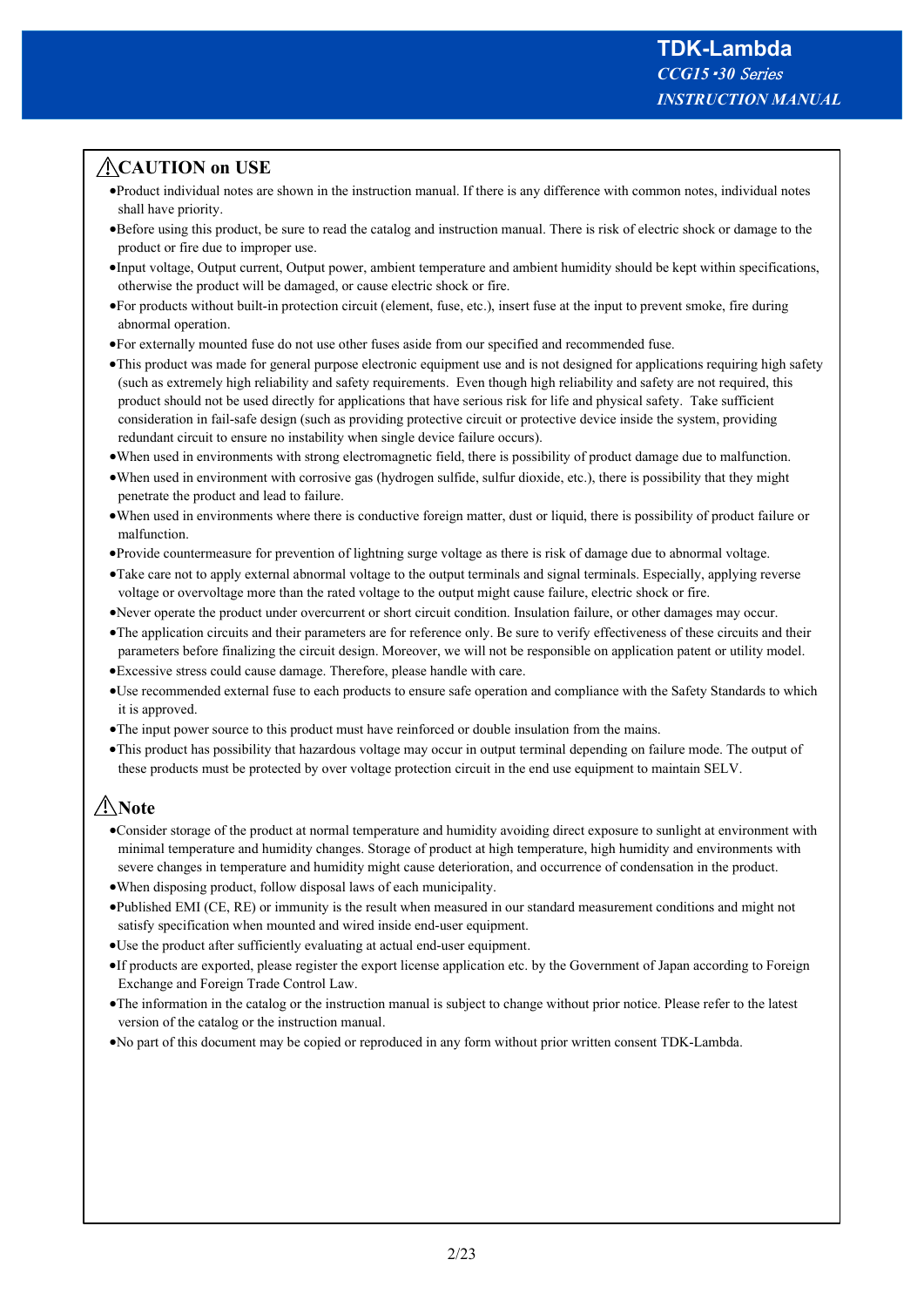## ⚠CAUTION on USE

- Product individual notes are shown in the instruction manual. If there is any difference with common notes, individual notes shall have priority.
- Before using this product, be sure to read the catalog and instruction manual. There is risk of electric shock or damage to the product or fire due to improper use.
- Input voltage, Output current, Output power, ambient temperature and ambient humidity should be kept within specifications, otherwise the product will be damaged, or cause electric shock or fire.
- For products without built-in protection circuit (element, fuse, etc.), insert fuse at the input to prevent smoke, fire during abnormal operation.
- For externally mounted fuse do not use other fuses aside from our specified and recommended fuse.
- This product was made for general purpose electronic equipment use and is not designed for applications requiring high safety (such as extremely high reliability and safety requirements. Even though high reliability and safety are not required, this product should not be used directly for applications that have serious risk for life and physical safety. Take sufficient consideration in fail-safe design (such as providing protective circuit or protective device inside the system, providing redundant circuit to ensure no instability when single device failure occurs).
- When used in environments with strong electromagnetic field, there is possibility of product damage due to malfunction.
- When used in environment with corrosive gas (hydrogen sulfide, sulfur dioxide, etc.), there is possibility that they might penetrate the product and lead to failure.
- When used in environments where there is conductive foreign matter, dust or liquid, there is possibility of product failure or malfunction.
- Provide countermeasure for prevention of lightning surge voltage as there is risk of damage due to abnormal voltage.
- Take care not to apply external abnormal voltage to the output terminals and signal terminals. Especially, applying reverse voltage or overvoltage more than the rated voltage to the output might cause failure, electric shock or fire.
- Never operate the product under overcurrent or short circuit condition. Insulation failure, or other damages may occur.
- The application circuits and their parameters are for reference only. Be sure to verify effectiveness of these circuits and their parameters before finalizing the circuit design. Moreover, we will not be responsible on application patent or utility model.
- Excessive stress could cause damage. Therefore, please handle with care.
- Use recommended external fuse to each products to ensure safe operation and compliance with the Safety Standards to which it is approved.
- The input power source to this product must have reinforced or double insulation from the mains.
- This product has possibility that hazardous voltage may occur in output terminal depending on failure mode. The output of these products must be protected by over voltage protection circuit in the end use equipment to maintain SELV.

## ⚠Note

- Consider storage of the product at normal temperature and humidity avoiding direct exposure to sunlight at environment with minimal temperature and humidity changes. Storage of product at high temperature, high humidity and environments with severe changes in temperature and humidity might cause deterioration, and occurrence of condensation in the product.
- When disposing product, follow disposal laws of each municipality.
- Published EMI (CE, RE) or immunity is the result when measured in our standard measurement conditions and might not satisfy specification when mounted and wired inside end-user equipment.
- Use the product after sufficiently evaluating at actual end-user equipment.
- If products are exported, please register the export license application etc. by the Government of Japan according to Foreign Exchange and Foreign Trade Control Law.
- The information in the catalog or the instruction manual is subject to change without prior notice. Please refer to the latest version of the catalog or the instruction manual.
- No part of this document may be copied or reproduced in any form without prior written consent TDK-Lambda.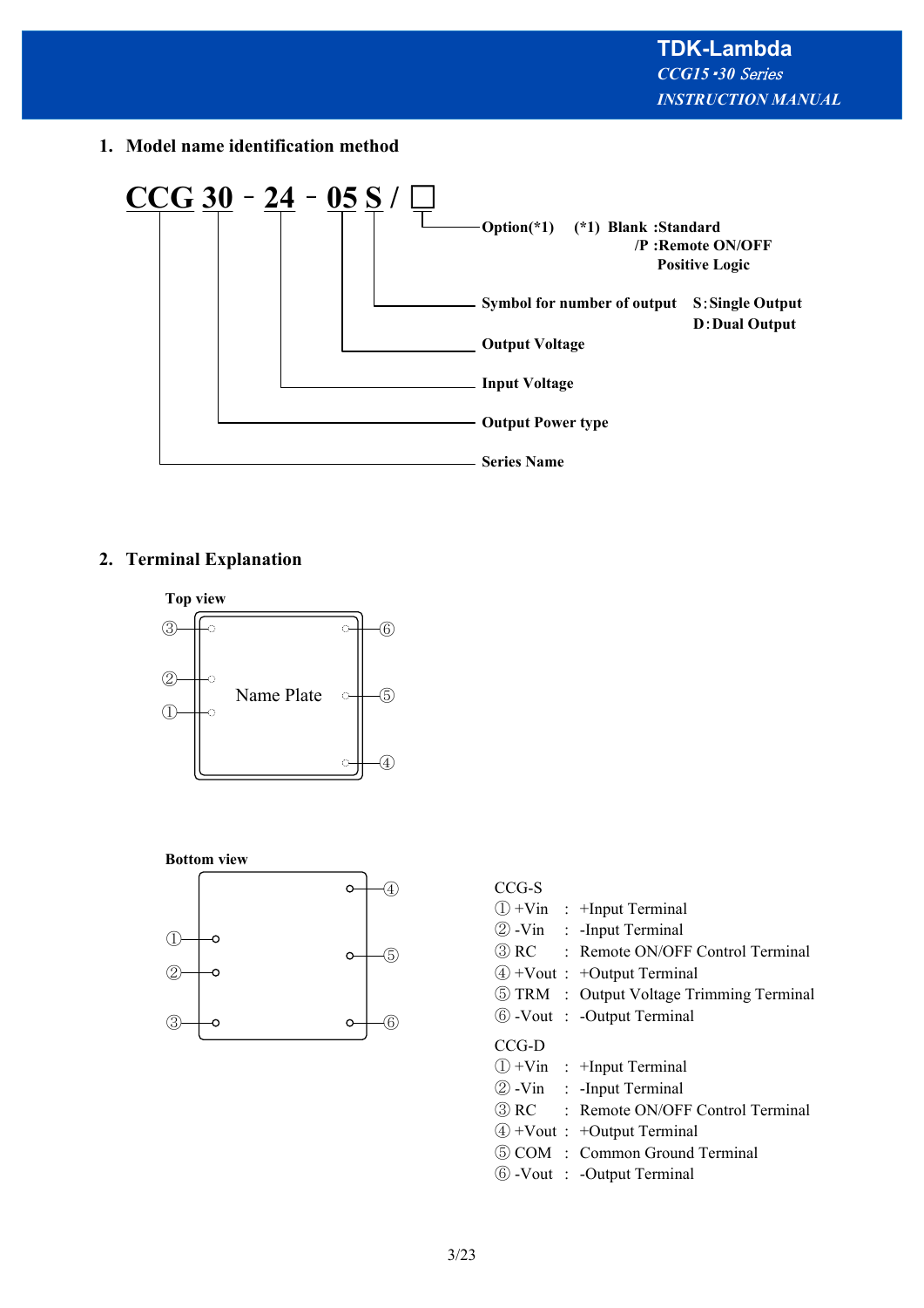## 1. Model name identification method

CCG 30 - 24 - 05 S / □

- □ : Option(*1) — (*1) Blank :Standard; /P :Remote ON/OFF Positive Logic
- S : Symbol for number of output — S : Single Output; D : Dual Output
- 05 : Output Voltage
- 24 : Input Voltage
- 30 : Output Power type
- CCG : Series Name

## 2. Terminal Explanation

**Top view**

Name Plate

③ ⑥
② ⑤
① ④

**Bottom view**

① ④
② ⑤
③ ⑥

CCG-S

① +Vin : +Input Terminal
② -Vin : -Input Terminal
③ RC : Remote ON/OFF Control Terminal
④ +Vout : +Output Terminal
⑤ TRM : Output Voltage Trimming Terminal
⑥ -Vout : -Output Terminal

CCG-D

① +Vin : +Input Terminal
② -Vin : -Input Terminal
③ RC : Remote ON/OFF Control Terminal
④ +Vout : +Output Terminal
⑤ COM : Common Ground Terminal
⑥ -Vout : -Output Terminal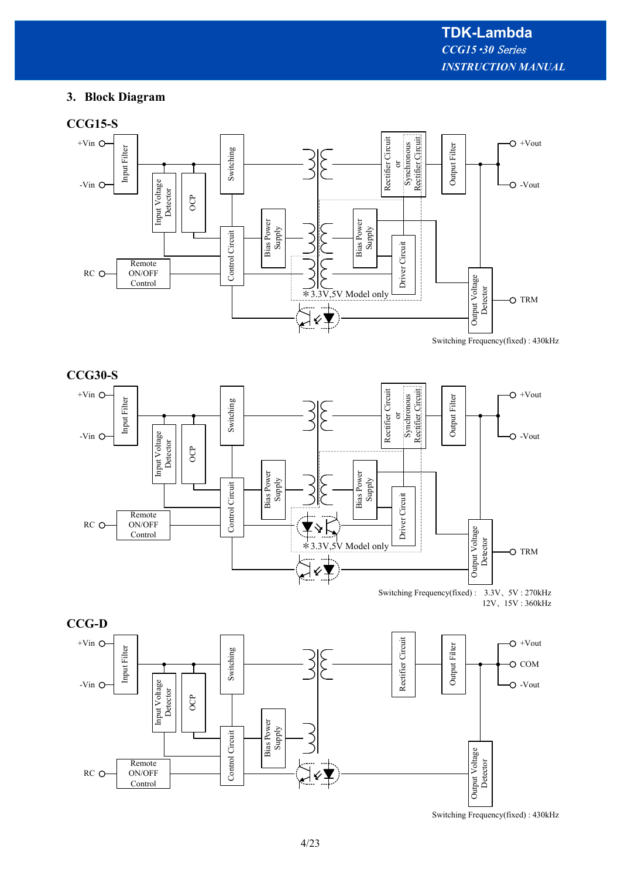## 3. Block Diagram

### CCG15-S

+Vin, -Vin, Input Filter, Input Voltage Detector, OCP, Switching, Bias Power Supply, Control Circuit, Remote ON/OFF Control, RC, Rectifier Circuit or Synchronous Rectifier Circuit, Bias Power Supply, Driver Circuit, Output Filter, Output Voltage Detector, +Vout, -Vout, TRM

＊3.3V,5V Model only

Switching Frequency(fixed) : 430kHz

### CCG30-S

+Vin, -Vin, Input Filter, Input Voltage Detector, OCP, Switching, Bias Power Supply, Control Circuit, Remote ON/OFF Control, RC, Rectifier Circuit or Synchronous Rectifier Circuit, Bias Power Supply, Driver Circuit, Output Filter, Output Voltage Detector, +Vout, -Vout, TRM

＊3.3V,5V Model only

Switching Frequency(fixed) : 3.3V、5V : 270kHz
12V、15V : 360kHz

### CCG-D

+Vin, -Vin, Input Filter, Input Voltage Detector, OCP, Switching, Bias Power Supply, Control Circuit, Remote ON/OFF Control, RC, Rectifier Circuit, Output Filter, Output Voltage Detector, +Vout, COM, -Vout

Switching Frequency(fixed) : 430kHz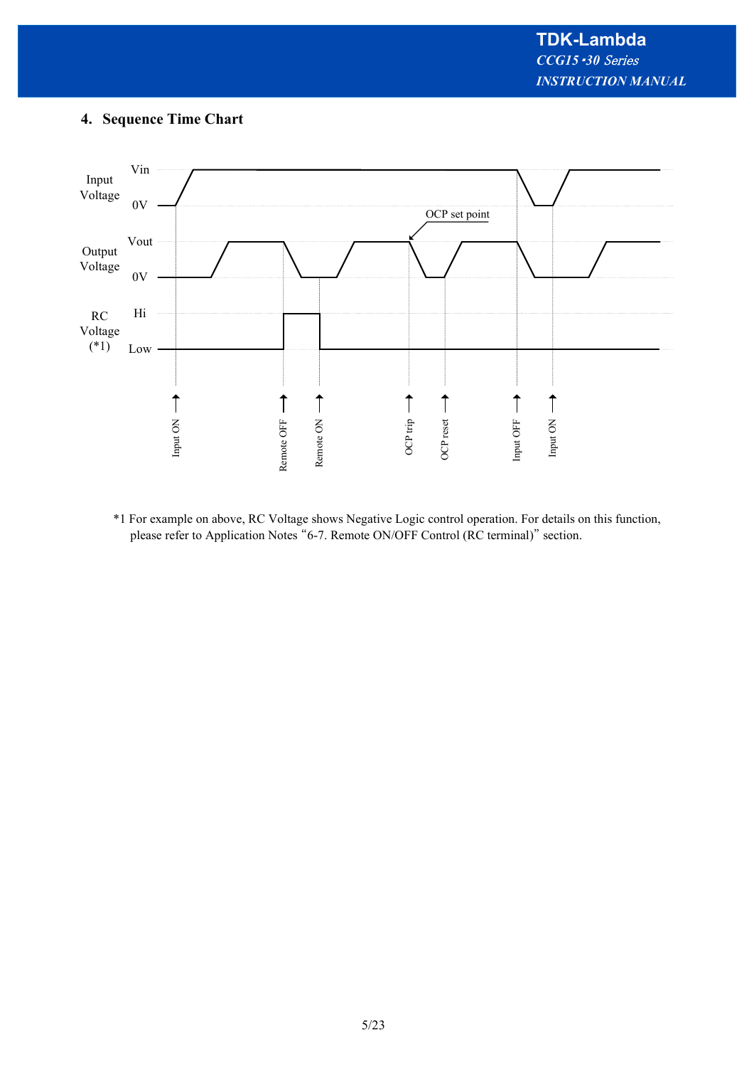## 4. Sequence Time Chart

Input Voltage: Vin, 0V

Output Voltage: Vout, 0V

OCP set point

RC Voltage (*1): Hi, Low

Input ON, Remote OFF, Remote ON, OCP trip, OCP reset, Input OFF, Input ON

*1 For example on above, RC Voltage shows Negative Logic control operation. For details on this function, please refer to Application Notes "6-7. Remote ON/OFF Control (RC terminal)" section.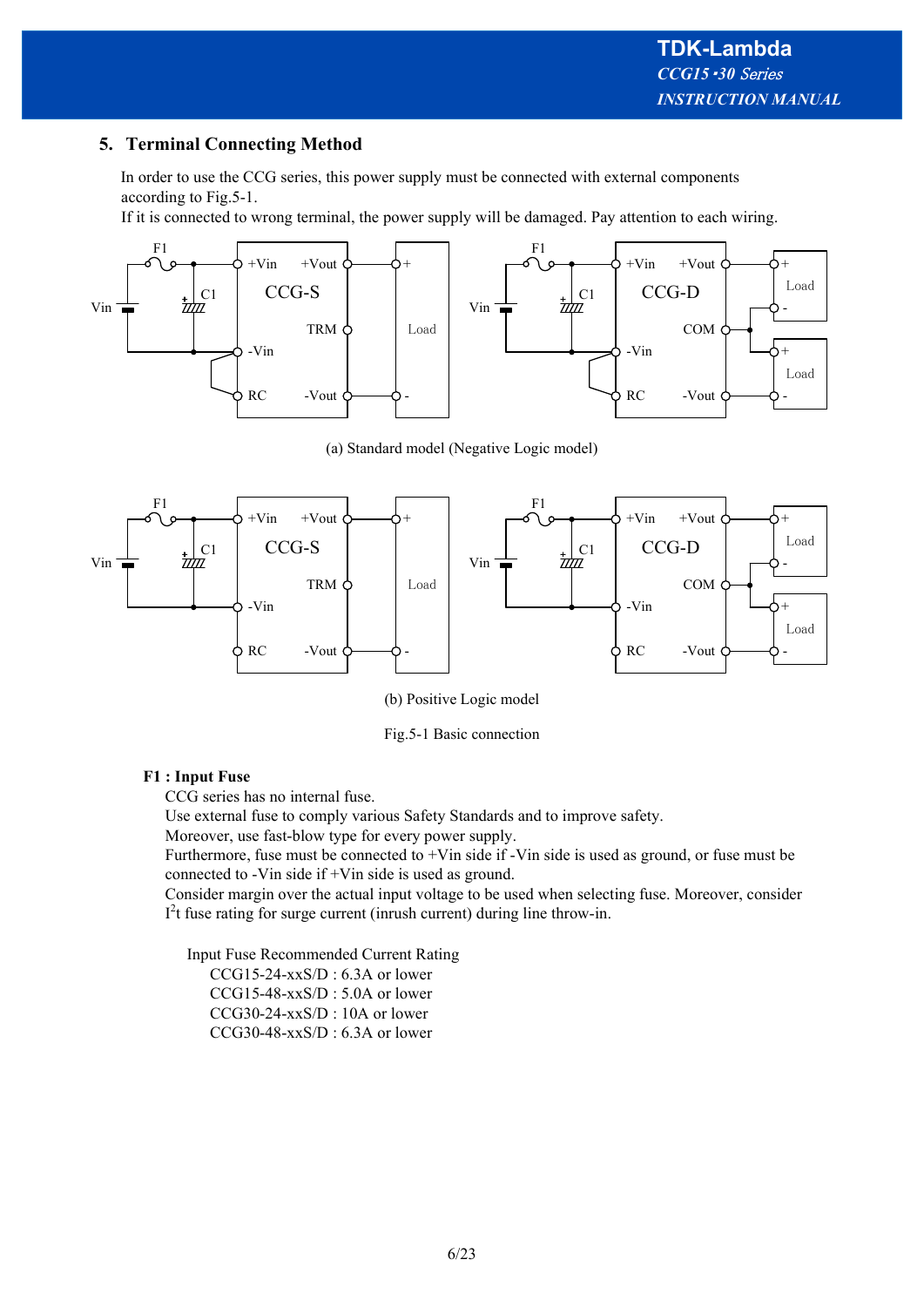## 5. Terminal Connecting Method

In order to use the CCG series, this power supply must be connected with external components according to Fig.5-1.
If it is connected to wrong terminal, the power supply will be damaged. Pay attention to each wiring.

(a) Standard model (Negative Logic model)

(b) Positive Logic model

Fig.5-1 Basic connection

**F1 : Input Fuse**

CCG series has no internal fuse.
Use external fuse to comply various Safety Standards and to improve safety.
Moreover, use fast-blow type for every power supply.
Furthermore, fuse must be connected to +Vin side if -Vin side is used as ground, or fuse must be connected to -Vin side if +Vin side is used as ground.
Consider margin over the actual input voltage to be used when selecting fuse. Moreover, consider $I^2t$ fuse rating for surge current (inrush current) during line throw-in.

Input Fuse Recommended Current Rating
- CCG15-24-xxS/D : 6.3A or lower
- CCG15-48-xxS/D : 5.0A or lower
- CCG30-24-xxS/D : 10A or lower
- CCG30-48-xxS/D : 6.3A or lower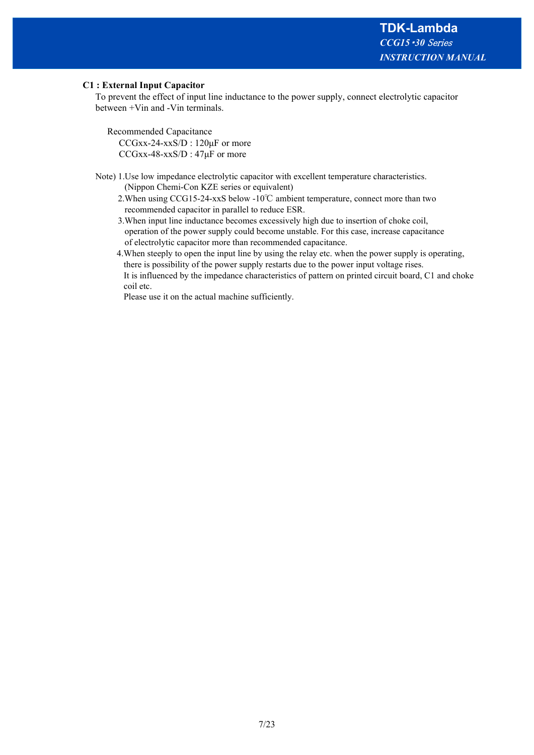**C1 : External Input Capacitor**

To prevent the effect of input line inductance to the power supply, connect electrolytic capacitor between +Vin and -Vin terminals.

Recommended Capacitance

CCGxx-24-xxS/D : 120μF or more

CCGxx-48-xxS/D : 47μF or more

Note)
1. Use low impedance electrolytic capacitor with excellent temperature characteristics. (Nippon Chemi-Con KZE series or equivalent)
2. When using CCG15-24-xxS below -10℃ ambient temperature, connect more than two recommended capacitor in parallel to reduce ESR.
3. When input line inductance becomes excessively high due to insertion of choke coil, operation of the power supply could become unstable. For this case, increase capacitance of electrolytic capacitor more than recommended capacitance.
4. When steeply to open the input line by using the relay etc. when the power supply is operating, there is possibility of the power supply restarts due to the power input voltage rises. It is influenced by the impedance characteristics of pattern on printed circuit board, C1 and choke coil etc. Please use it on the actual machine sufficiently.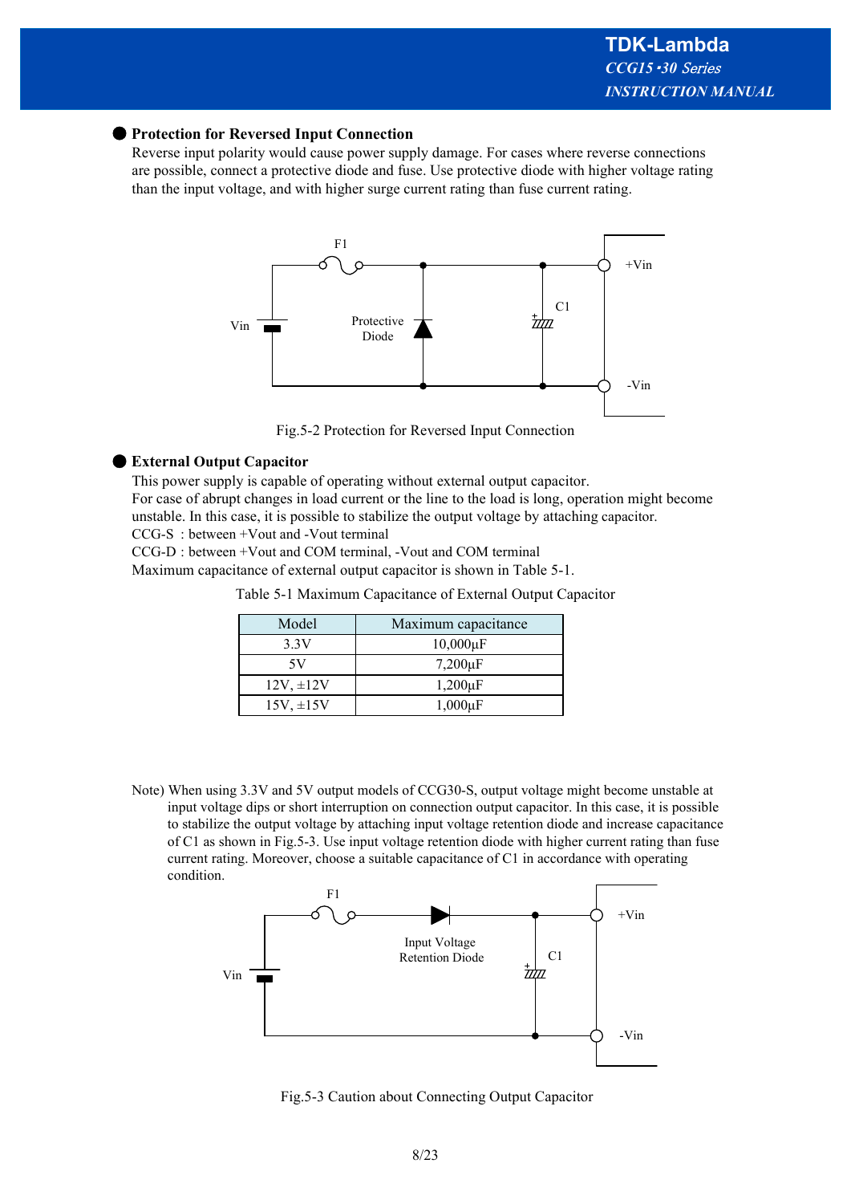## Protection for Reversed Input Connection

Reverse input polarity would cause power supply damage. For cases where reverse connections are possible, connect a protective diode and fuse. Use protective diode with higher voltage rating than the input voltage, and with higher surge current rating than fuse current rating.

Fig.5-2 Protection for Reversed Input Connection

## External Output Capacitor

This power supply is capable of operating without external output capacitor.
For case of abrupt changes in load current or the line to the load is long, operation might become unstable. In this case, it is possible to stabilize the output voltage by attaching capacitor.
CCG-S : between +Vout and -Vout terminal
CCG-D : between +Vout and COM terminal, -Vout and COM terminal
Maximum capacitance of external output capacitor is shown in Table 5-1.

Table 5-1 Maximum Capacitance of External Output Capacitor

| Model | Maximum capacitance |
|---|---|
| 3.3V | 10,000μF |
| 5V | 7,200μF |
| 12V, ±12V | 1,200μF |
| 15V, ±15V | 1,000μF |

Note) When using 3.3V and 5V output models of CCG30-S, output voltage might become unstable at input voltage dips or short interruption on connection output capacitor. In this case, it is possible to stabilize the output voltage by attaching input voltage retention diode and increase capacitance of C1 as shown in Fig.5-3. Use input voltage retention diode with higher current rating than fuse current rating. Moreover, choose a suitable capacitance of C1 in accordance with operating condition.

Fig.5-3 Caution about Connecting Output Capacitor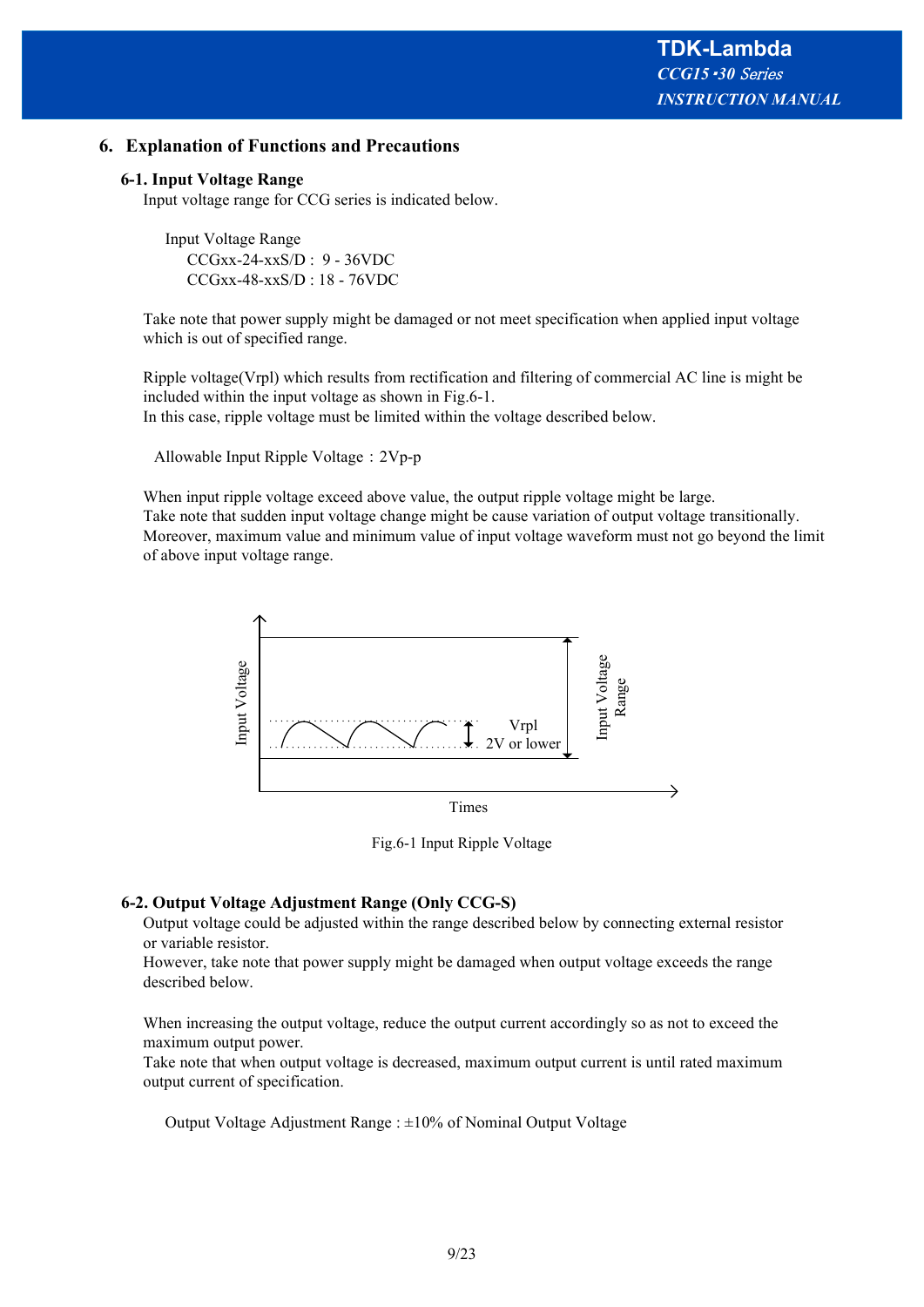## 6. Explanation of Functions and Precautions

### 6-1. Input Voltage Range

Input voltage range for CCG series is indicated below.

Input Voltage Range
CCGxx-24-xxS/D : 9 - 36VDC
CCGxx-48-xxS/D : 18 - 76VDC

Take note that power supply might be damaged or not meet specification when applied input voltage which is out of specified range.

Ripple voltage(Vrpl) which results from rectification and filtering of commercial AC line is might be included within the input voltage as shown in Fig.6-1.
In this case, ripple voltage must be limited within the voltage described below.

Allowable Input Ripple Voltage：2Vp-p

When input ripple voltage exceed above value, the output ripple voltage might be large.
Take note that sudden input voltage change might be cause variation of output voltage transitionally.
Moreover, maximum value and minimum value of input voltage waveform must not go beyond the limit of above input voltage range.

Input Voltage | Vrpl 2V or lower | Input Voltage Range | Times

Fig.6-1 Input Ripple Voltage

### 6-2. Output Voltage Adjustment Range (Only CCG-S)

Output voltage could be adjusted within the range described below by connecting external resistor or variable resistor.
However, take note that power supply might be damaged when output voltage exceeds the range described below.

When increasing the output voltage, reduce the output current accordingly so as not to exceed the maximum output power.
Take note that when output voltage is decreased, maximum output current is until rated maximum output current of specification.

Output Voltage Adjustment Range : ±10% of Nominal Output Voltage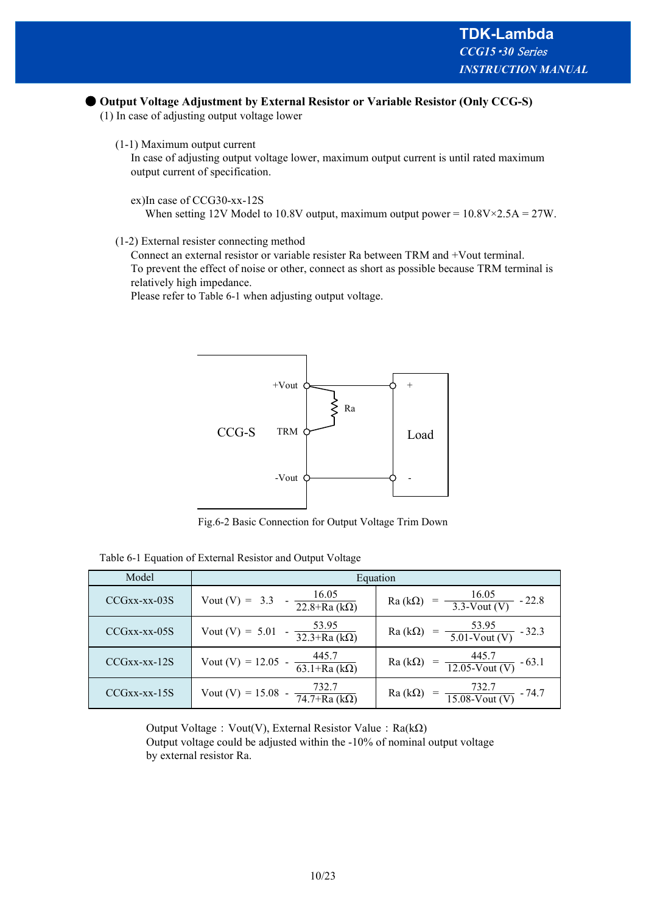## ● Output Voltage Adjustment by External Resistor or Variable Resistor (Only CCG-S)

(1) In case of adjusting output voltage lower

(1-1) Maximum output current

In case of adjusting output voltage lower, maximum output current is until rated maximum output current of specification.

ex)In case of CCG30-xx-12S

When setting 12V Model to 10.8V output, maximum output power = 10.8V×2.5A = 27W.

(1-2) External resister connecting method

Connect an external resistor or variable resister Ra between TRM and +Vout terminal.
To prevent the effect of noise or other, connect as short as possible because TRM terminal is relatively high impedance.
Please refer to Table 6-1 when adjusting output voltage.

Fig.6-2 Basic Connection for Output Voltage Trim Down

Table 6-1 Equation of External Resistor and Output Voltage

| Model | Equation | |
|---|---|---|
| CCGxx-xx-03S | $\text{Vout (V)} = 3.3 - \dfrac{16.05}{22.8+\text{Ra (k}\Omega)}$ | $\text{Ra (k}\Omega) = \dfrac{16.05}{3.3-\text{Vout (V)}} - 22.8$ |
| CCGxx-xx-05S | $\text{Vout (V)} = 5.01 - \dfrac{53.95}{32.3+\text{Ra (k}\Omega)}$ | $\text{Ra (k}\Omega) = \dfrac{53.95}{5.01-\text{Vout (V)}} - 32.3$ |
| CCGxx-xx-12S | $\text{Vout (V)} = 12.05 - \dfrac{445.7}{63.1+\text{Ra (k}\Omega)}$ | $\text{Ra (k}\Omega) = \dfrac{445.7}{12.05-\text{Vout (V)}} - 63.1$ |
| CCGxx-xx-15S | $\text{Vout (V)} = 15.08 - \dfrac{732.7}{74.7+\text{Ra (k}\Omega)}$ | $\text{Ra (k}\Omega) = \dfrac{732.7}{15.08-\text{Vout (V)}} - 74.7$ |

Output Voltage：Vout(V), External Resistor Value：Ra(kΩ)
Output voltage could be adjusted within the -10% of nominal output voltage by external resistor Ra.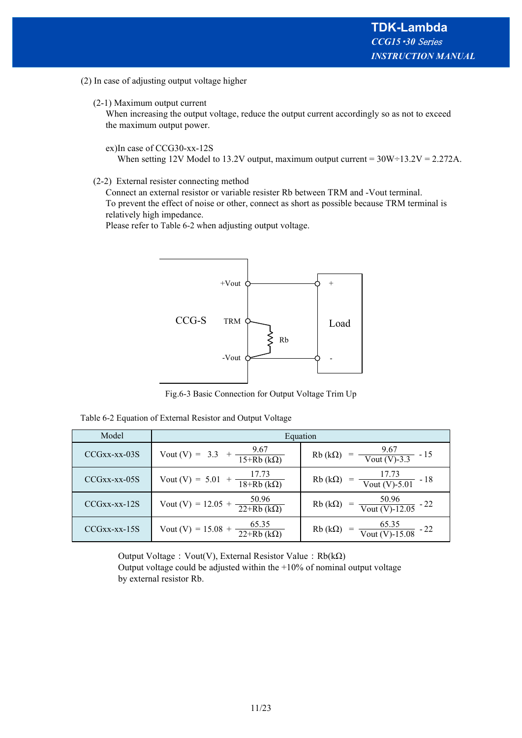(2) In case of adjusting output voltage higher

(2-1) Maximum output current
When increasing the output voltage, reduce the output current accordingly so as not to exceed the maximum output power.

ex)In case of CCG30-xx-12S
When setting 12V Model to 13.2V output, maximum output current = 30W÷13.2V = 2.272A.

(2-2) External resister connecting method
Connect an external resistor or variable resister Rb between TRM and -Vout terminal.
To prevent the effect of noise or other, connect as short as possible because TRM terminal is relatively high impedance.
Please refer to Table 6-2 when adjusting output voltage.

Fig.6-3 Basic Connection for Output Voltage Trim Up

Table 6-2 Equation of External Resistor and Output Voltage

| Model | Equation | |
|---|---|---|
| CCGxx-xx-03S | $\text{Vout (V)} = 3.3 + \dfrac{9.67}{15+\text{Rb (k}\Omega)}$ | $\text{Rb (k}\Omega) = \dfrac{9.67}{\text{Vout (V)}-3.3} - 15$ |
| CCGxx-xx-05S | $\text{Vout (V)} = 5.01 + \dfrac{17.73}{18+\text{Rb (k}\Omega)}$ | $\text{Rb (k}\Omega) = \dfrac{17.73}{\text{Vout (V)}-5.01} - 18$ |
| CCGxx-xx-12S | $\text{Vout (V)} = 12.05 + \dfrac{50.96}{22+\text{Rb (k}\Omega)}$ | $\text{Rb (k}\Omega) = \dfrac{50.96}{\text{Vout (V)}-12.05} - 22$ |
| CCGxx-xx-15S | $\text{Vout (V)} = 15.08 + \dfrac{65.35}{22+\text{Rb (k}\Omega)}$ | $\text{Rb (k}\Omega) = \dfrac{65.35}{\text{Vout (V)}-15.08} - 22$ |

Output Voltage：Vout(V), External Resistor Value：Rb(kΩ)
Output voltage could be adjusted within the +10% of nominal output voltage by external resistor Rb.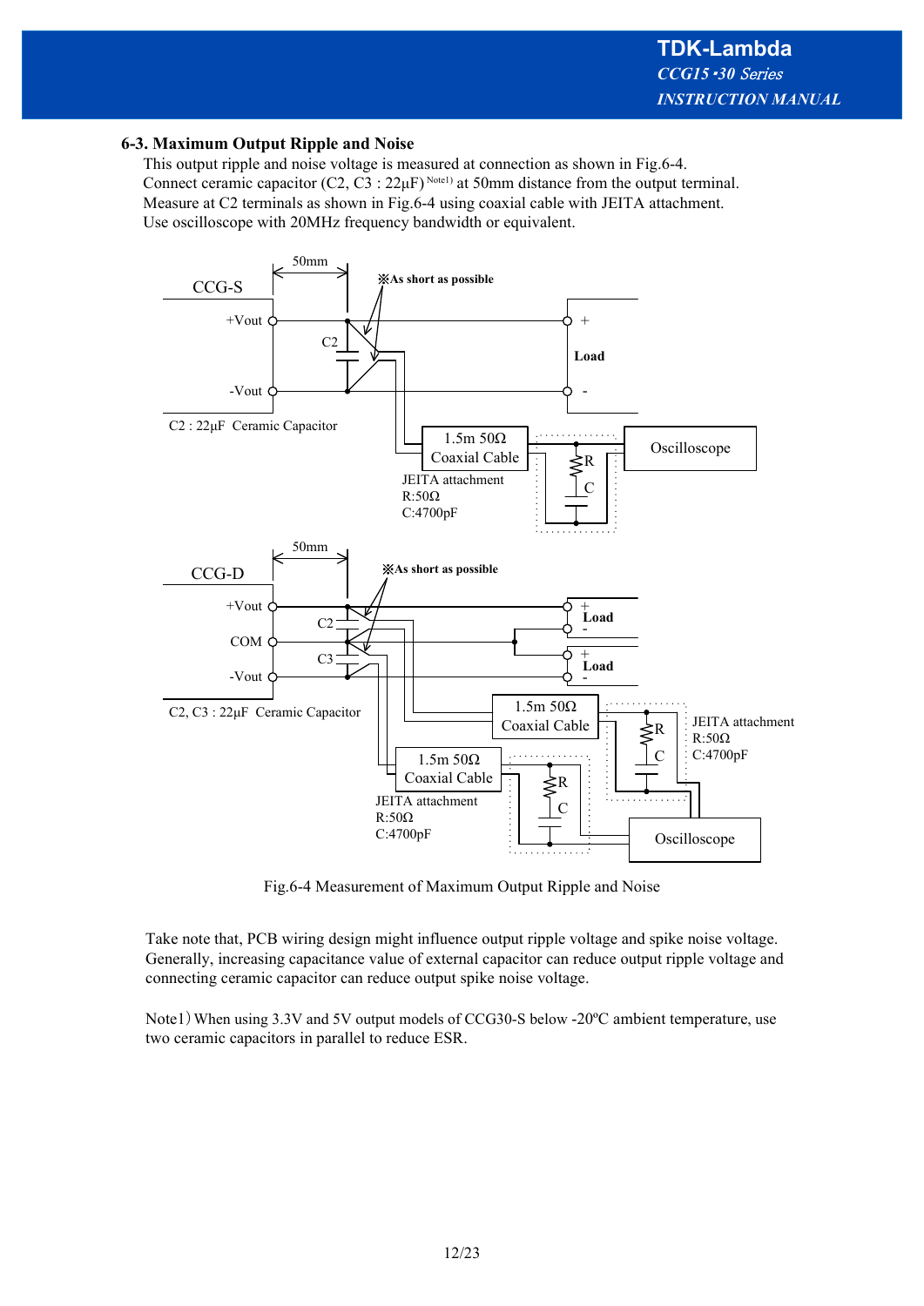### 6-3. Maximum Output Ripple and Noise

This output ripple and noise voltage is measured at connection as shown in Fig.6-4.
Connect ceramic capacitor (C2, C3 : 22μF) [Note1] at 50mm distance from the output terminal.
Measure at C2 terminals as shown in Fig.6-4 using coaxial cable with JEITA attachment.
Use oscilloscope with 20MHz frequency bandwidth or equivalent.

Fig.6-4 Measurement of Maximum Output Ripple and Noise

Take note that, PCB wiring design might influence output ripple voltage and spike noise voltage.
Generally, increasing capacitance value of external capacitor can reduce output ripple voltage and connecting ceramic capacitor can reduce output spike noise voltage.

Note1) When using 3.3V and 5V output models of CCG30-S below -20ºC ambient temperature, use two ceramic capacitors in parallel to reduce ESR.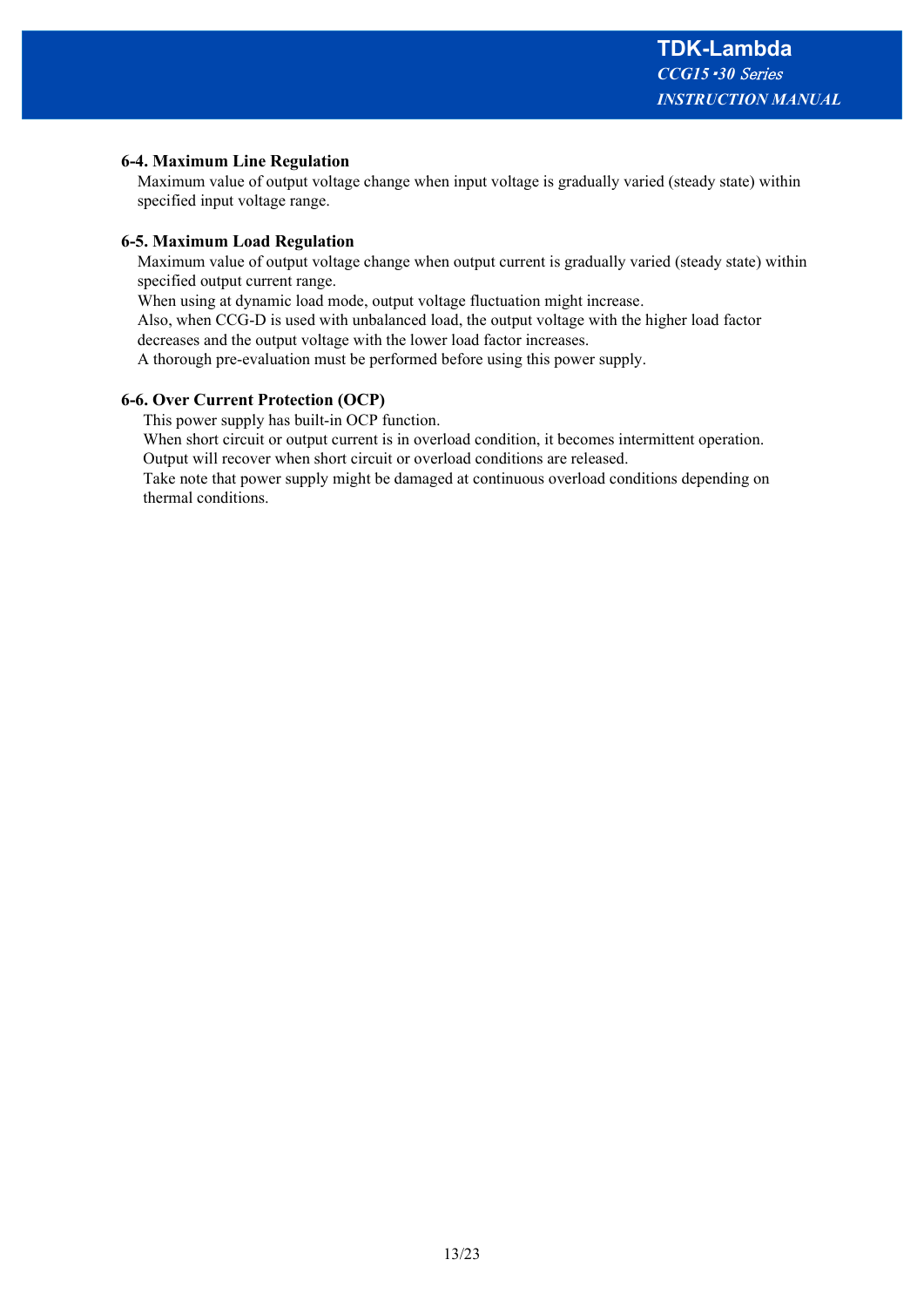### 6-4. Maximum Line Regulation

Maximum value of output voltage change when input voltage is gradually varied (steady state) within specified input voltage range.

### 6-5. Maximum Load Regulation

Maximum value of output voltage change when output current is gradually varied (steady state) within specified output current range.
When using at dynamic load mode, output voltage fluctuation might increase.
Also, when CCG-D is used with unbalanced load, the output voltage with the higher load factor decreases and the output voltage with the lower load factor increases.
A thorough pre-evaluation must be performed before using this power supply.

### 6-6. Over Current Protection (OCP)

This power supply has built-in OCP function.
When short circuit or output current is in overload condition, it becomes intermittent operation.
Output will recover when short circuit or overload conditions are released.
Take note that power supply might be damaged at continuous overload conditions depending on thermal conditions.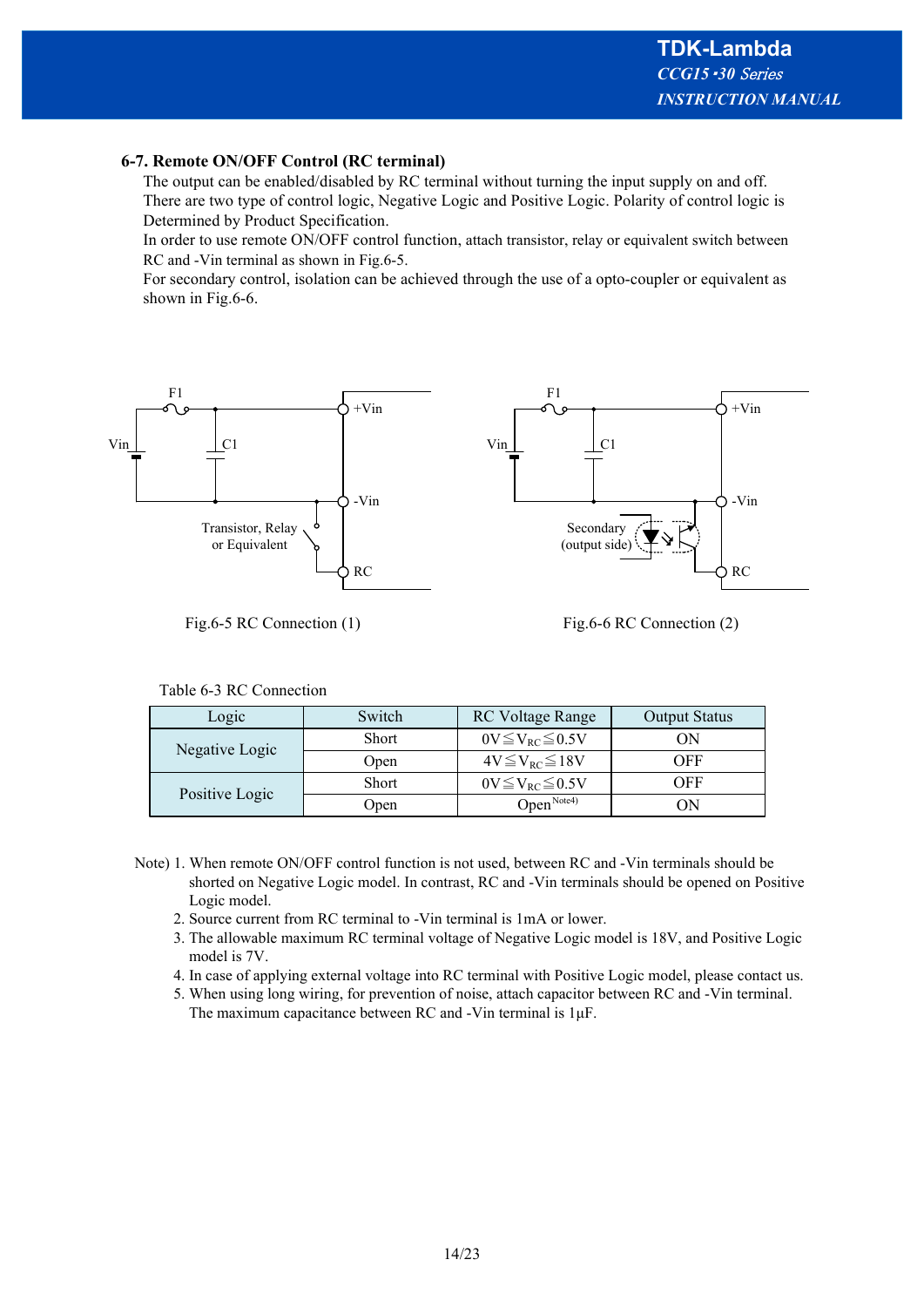## 6-7. Remote ON/OFF Control (RC terminal)

The output can be enabled/disabled by RC terminal without turning the input supply on and off. There are two type of control logic, Negative Logic and Positive Logic. Polarity of control logic is Determined by Product Specification.

In order to use remote ON/OFF control function, attach transistor, relay or equivalent switch between RC and -Vin terminal as shown in Fig.6-5.

For secondary control, isolation can be achieved through the use of a opto-coupler or equivalent as shown in Fig.6-6.

Fig.6-5 RC Connection (1)

Fig.6-6 RC Connection (2)

Table 6-3 RC Connection

| Logic | Switch | RC Voltage Range | Output Status |
|---|---|---|---|
| Negative Logic | Short | $0V \leqq V_{RC} \leqq 0.5V$ | ON |
| | Open | $4V \leqq V_{RC} \leqq 18V$ | OFF |
| Positive Logic | Short | $0V \leqq V_{RC} \leqq 0.5V$ | OFF |
| | Open | Open [Note4)] | ON |

Note) 1. When remote ON/OFF control function is not used, between RC and -Vin terminals should be shorted on Negative Logic model. In contrast, RC and -Vin terminals should be opened on Positive Logic model.
2. Source current from RC terminal to -Vin terminal is 1mA or lower.
3. The allowable maximum RC terminal voltage of Negative Logic model is 18V, and Positive Logic model is 7V.
4. In case of applying external voltage into RC terminal with Positive Logic model, please contact us.
5. When using long wiring, for prevention of noise, attach capacitor between RC and -Vin terminal. The maximum capacitance between RC and -Vin terminal is 1μF.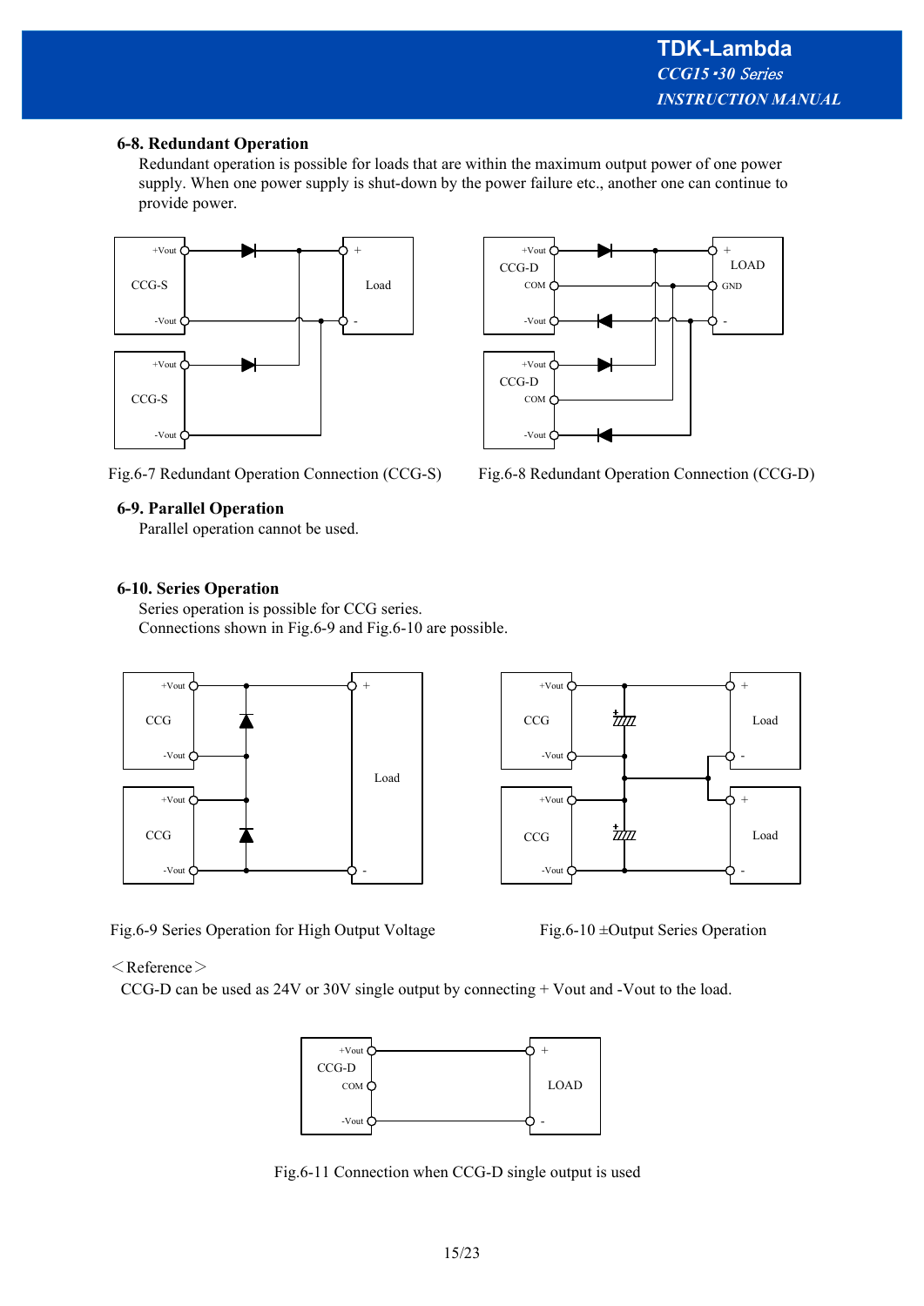### 6-8. Redundant Operation

Redundant operation is possible for loads that are within the maximum output power of one power supply. When one power supply is shut-down by the power failure etc., another one can continue to provide power.

Fig.6-7 Redundant Operation Connection (CCG-S)

Fig.6-8 Redundant Operation Connection (CCG-D)

### 6-9. Parallel Operation

Parallel operation cannot be used.

### 6-10. Series Operation

Series operation is possible for CCG series.
Connections shown in Fig.6-9 and Fig.6-10 are possible.

Fig.6-9 Series Operation for High Output Voltage

Fig.6-10 ±Output Series Operation

＜Reference＞

CCG-D can be used as 24V or 30V single output by connecting + Vout and -Vout to the load.

Fig.6-11 Connection when CCG-D single output is used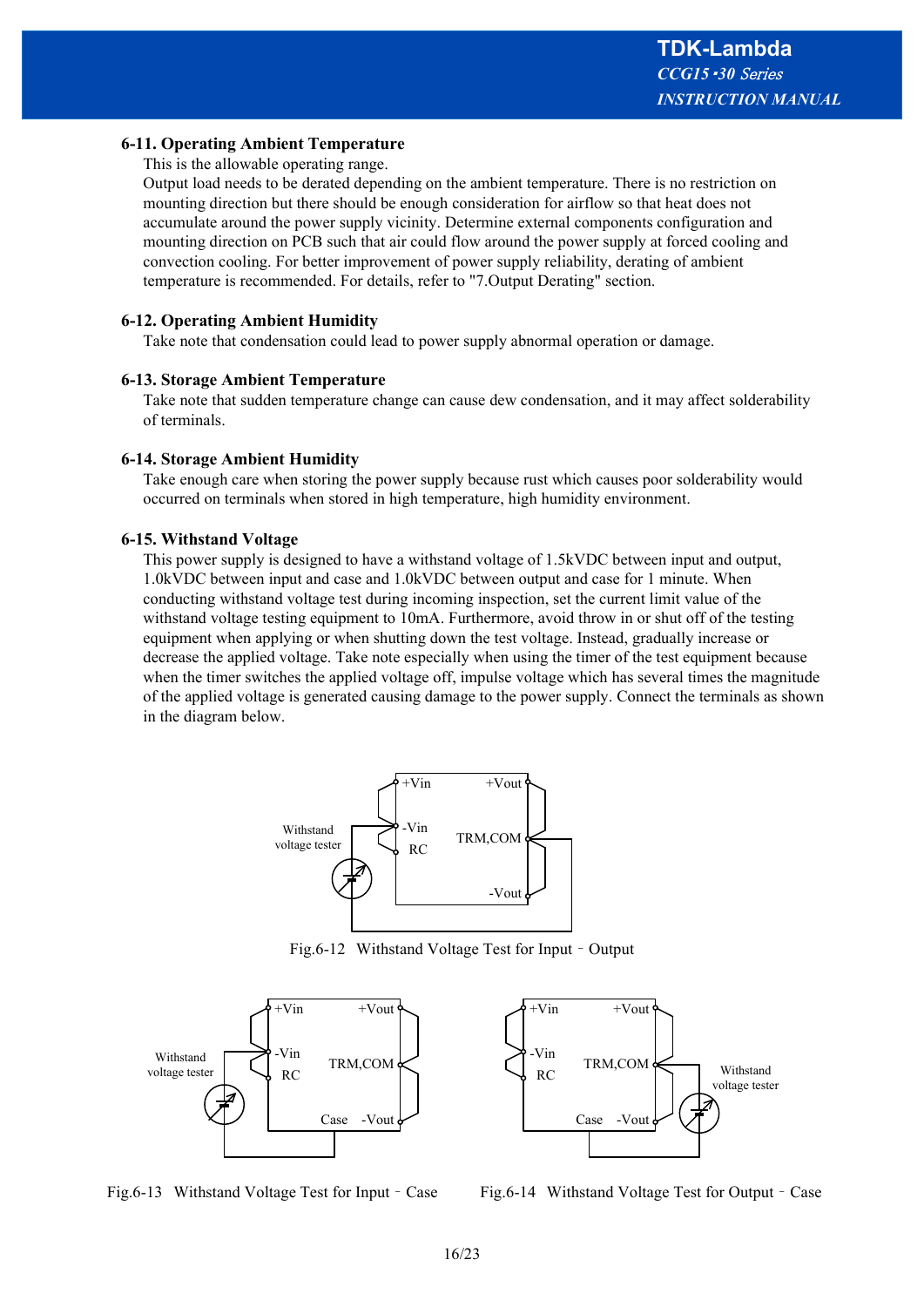### 6-11. Operating Ambient Temperature

This is the allowable operating range.
Output load needs to be derated depending on the ambient temperature. There is no restriction on mounting direction but there should be enough consideration for airflow so that heat does not accumulate around the power supply vicinity. Determine external components configuration and mounting direction on PCB such that air could flow around the power supply at forced cooling and convection cooling. For better improvement of power supply reliability, derating of ambient temperature is recommended. For details, refer to "7.Output Derating" section.

### 6-12. Operating Ambient Humidity

Take note that condensation could lead to power supply abnormal operation or damage.

### 6-13. Storage Ambient Temperature

Take note that sudden temperature change can cause dew condensation, and it may affect solderability of terminals.

### 6-14. Storage Ambient Humidity

Take enough care when storing the power supply because rust which causes poor solderability would occurred on terminals when stored in high temperature, high humidity environment.

### 6-15. Withstand Voltage

This power supply is designed to have a withstand voltage of 1.5kVDC between input and output, 1.0kVDC between input and case and 1.0kVDC between output and case for 1 minute. When conducting withstand voltage test during incoming inspection, set the current limit value of the withstand voltage testing equipment to 10mA. Furthermore, avoid throw in or shut off of the testing equipment when applying or when shutting down the test voltage. Instead, gradually increase or decrease the applied voltage. Take note especially when using the timer of the test equipment because when the timer switches the applied voltage off, impulse voltage which has several times the magnitude of the applied voltage is generated causing damage to the power supply. Connect the terminals as shown in the diagram below.

Fig.6-12 Withstand Voltage Test for Input – Output

Fig.6-13 Withstand Voltage Test for Input – Case

Fig.6-14 Withstand Voltage Test for Output – Case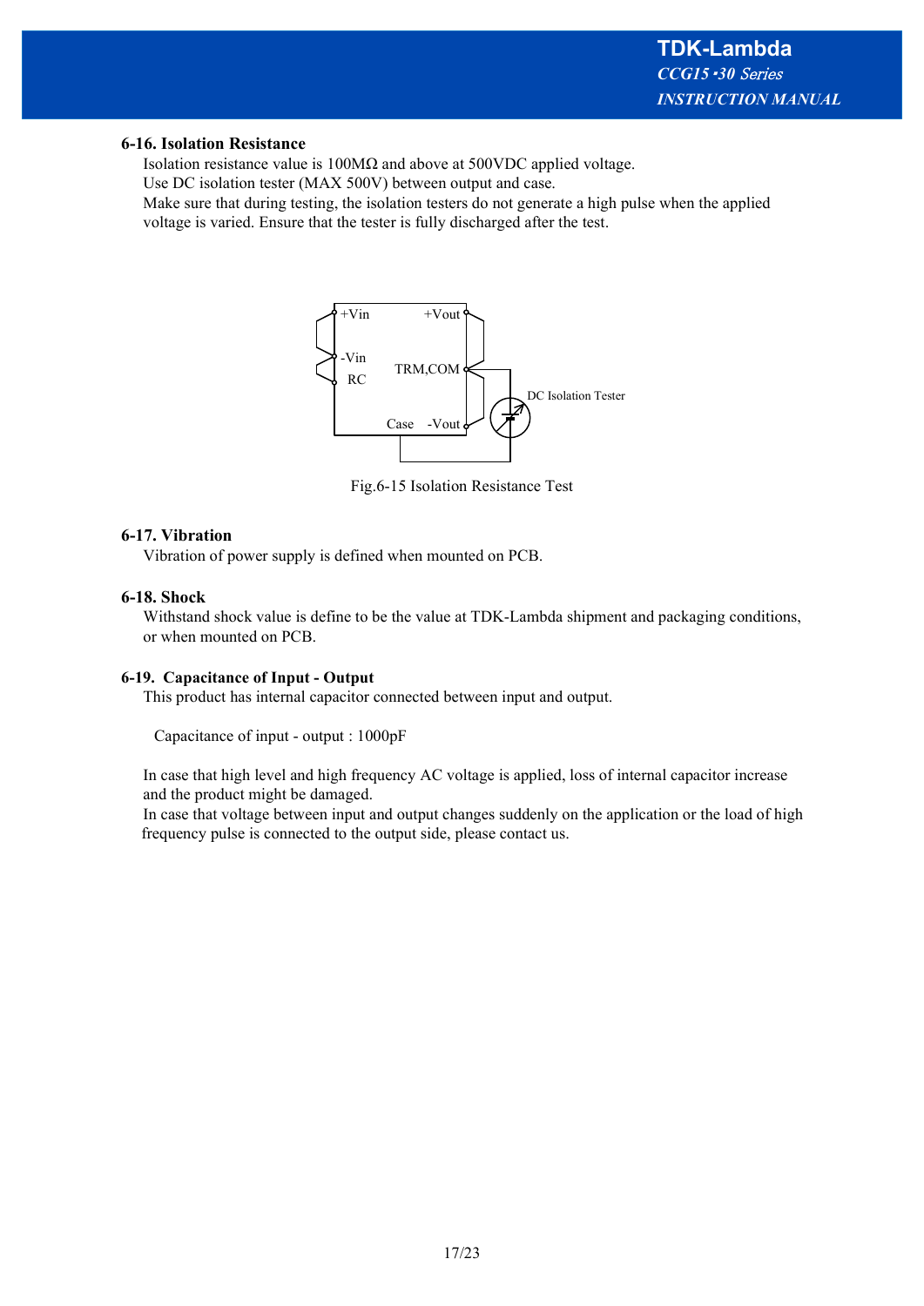### 6-16. Isolation Resistance

Isolation resistance value is 100MΩ and above at 500VDC applied voltage.
Use DC isolation tester (MAX 500V) between output and case.
Make sure that during testing, the isolation testers do not generate a high pulse when the applied voltage is varied. Ensure that the tester is fully discharged after the test.

Fig.6-15 Isolation Resistance Test

### 6-17. Vibration

Vibration of power supply is defined when mounted on PCB.

### 6-18. Shock

Withstand shock value is define to be the value at TDK-Lambda shipment and packaging conditions, or when mounted on PCB.

### 6-19. Capacitance of Input - Output

This product has internal capacitor connected between input and output.

Capacitance of input - output : 1000pF

In case that high level and high frequency AC voltage is applied, loss of internal capacitor increase and the product might be damaged.
In case that voltage between input and output changes suddenly on the application or the load of high frequency pulse is connected to the output side, please contact us.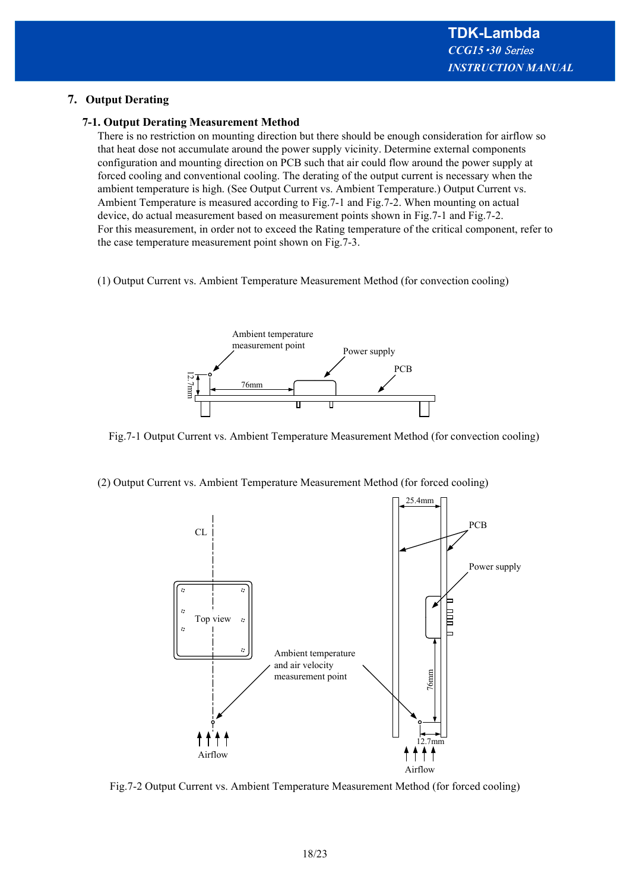## 7. Output Derating

### 7-1. Output Derating Measurement Method

There is no restriction on mounting direction but there should be enough consideration for airflow so that heat dose not accumulate around the power supply vicinity. Determine external components configuration and mounting direction on PCB such that air could flow around the power supply at forced cooling and conventional cooling. The derating of the output current is necessary when the ambient temperature is high. (See Output Current vs. Ambient Temperature.) Output Current vs. Ambient Temperature is measured according to Fig.7-1 and Fig.7-2. When mounting on actual device, do actual measurement based on measurement points shown in Fig.7-1 and Fig.7-2.
For this measurement, in order not to exceed the Rating temperature of the critical component, refer to the case temperature measurement point shown on Fig.7-3.

(1) Output Current vs. Ambient Temperature Measurement Method (for convection cooling)

Fig.7-1 Output Current vs. Ambient Temperature Measurement Method (for convection cooling)

(2) Output Current vs. Ambient Temperature Measurement Method (for forced cooling)

Fig.7-2 Output Current vs. Ambient Temperature Measurement Method (for forced cooling)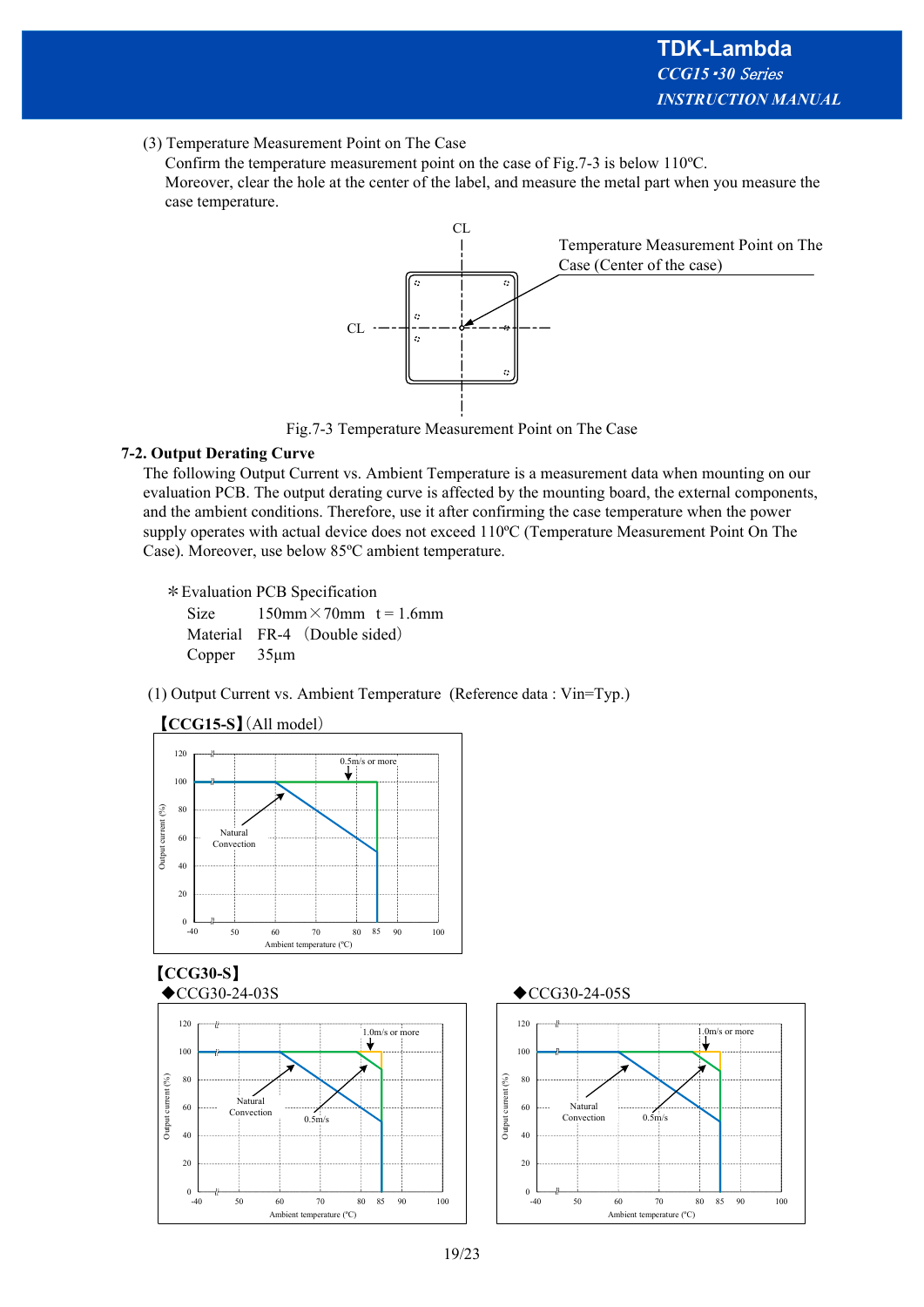(3) Temperature Measurement Point on The Case

Confirm the temperature measurement point on the case of Fig.7-3 is below 110ºC.
Moreover, clear the hole at the center of the label, and measure the metal part when you measure the case temperature.

Fig.7-3 Temperature Measurement Point on The Case

## 7-2. Output Derating Curve

The following Output Current vs. Ambient Temperature is a measurement data when mounting on our evaluation PCB. The output derating curve is affected by the mounting board, the external components, and the ambient conditions. Therefore, use it after confirming the case temperature when the power supply operates with actual device does not exceed 110ºC (Temperature Measurement Point On The Case). Moreover, use below 85ºC ambient temperature.

＊Evaluation PCB Specification

| | |
|---|---|
| Size | 150mm×70mm t = 1.6mm |
| Material | FR-4 （Double sided） |
| Copper | 35µm |

(1) Output Current vs. Ambient Temperature (Reference data : Vin=Typ.)

**【CCG15-S】**(All model)

**【CCG30-S】**

◆CCG30-24-03S

◆CCG30-24-05S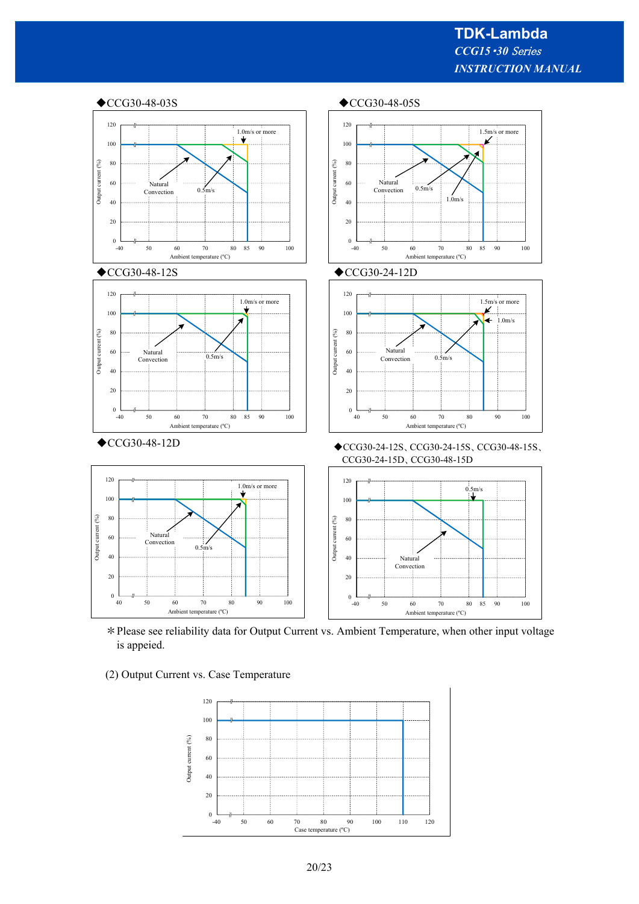◆CCG30-48-03S

◆CCG30-48-05S

◆CCG30-48-12S

◆CCG30-24-12D

◆CCG30-48-12D

◆CCG30-24-12S、CCG30-24-15S、CCG30-48-15S、CCG30-24-15D、CCG30-48-15D

＊Please see reliability data for Output Current vs. Ambient Temperature, when other input voltage is appeied.

(2) Output Current vs. Case Temperature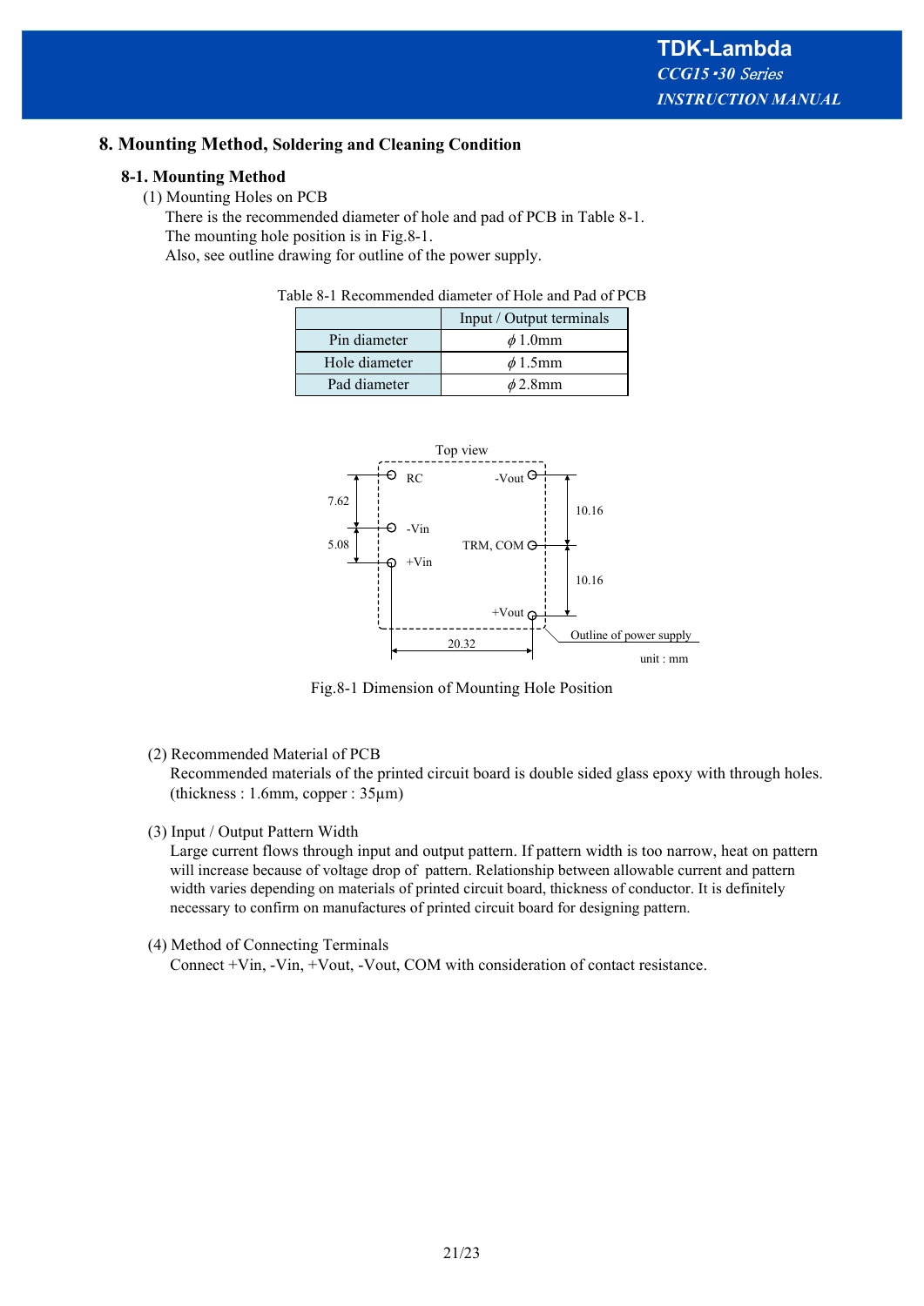## 8. Mounting Method, Soldering and Cleaning Condition

### 8-1. Mounting Method

(1) Mounting Holes on PCB

There is the recommended diameter of hole and pad of PCB in Table 8-1.
The mounting hole position is in Fig.8-1.
Also, see outline drawing for outline of the power supply.

Table 8-1 Recommended diameter of Hole and Pad of PCB

| | Input / Output terminals |
|---|---|
| Pin diameter | $\phi$ 1.0mm |
| Hole diameter | $\phi$ 1.5mm |
| Pad diameter | $\phi$ 2.8mm |

Top view

RC, -Vin, +Vin, -Vout, TRM, COM, +Vout

7.62, 5.08, 10.16, 10.16, 20.32

Outline of power supply

unit : mm

Fig.8-1 Dimension of Mounting Hole Position

(2) Recommended Material of PCB

Recommended materials of the printed circuit board is double sided glass epoxy with through holes. (thickness : 1.6mm, copper : 35µm)

(3) Input / Output Pattern Width

Large current flows through input and output pattern. If pattern width is too narrow, heat on pattern will increase because of voltage drop of pattern. Relationship between allowable current and pattern width varies depending on materials of printed circuit board, thickness of conductor. It is definitely necessary to confirm on manufactures of printed circuit board for designing pattern.

(4) Method of Connecting Terminals

Connect +Vin, -Vin, +Vout, -Vout, COM with consideration of contact resistance.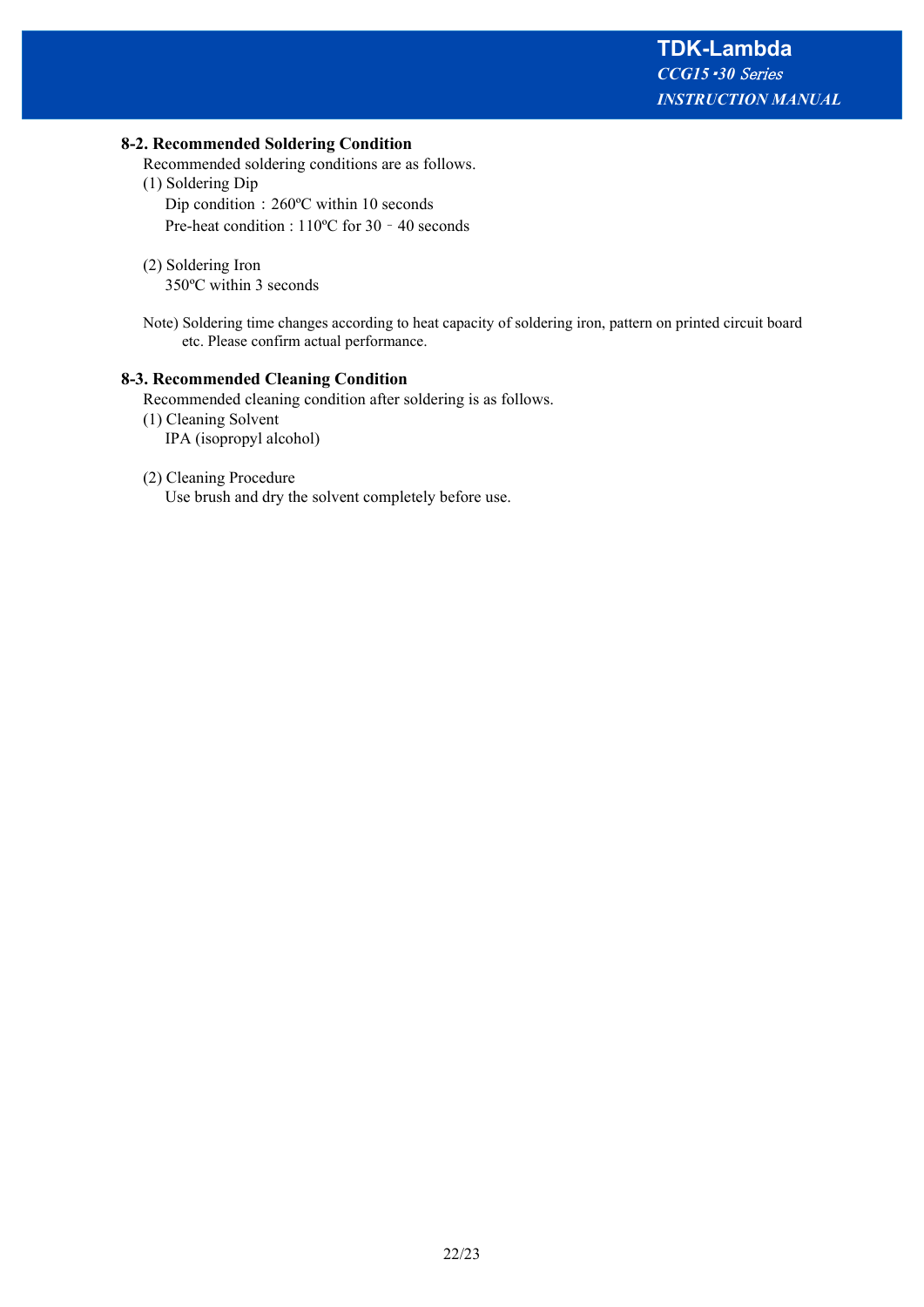### 8-2. Recommended Soldering Condition

Recommended soldering conditions are as follows.

(1) Soldering Dip

Dip condition：260ºC within 10 seconds

Pre-heat condition : 110ºC for 30 ‐ 40 seconds

(2) Soldering Iron

350ºC within 3 seconds

Note) Soldering time changes according to heat capacity of soldering iron, pattern on printed circuit board etc. Please confirm actual performance.

### 8-3. Recommended Cleaning Condition

Recommended cleaning condition after soldering is as follows.

(1) Cleaning Solvent

IPA (isopropyl alcohol)

(2) Cleaning Procedure

Use brush and dry the solvent completely before use.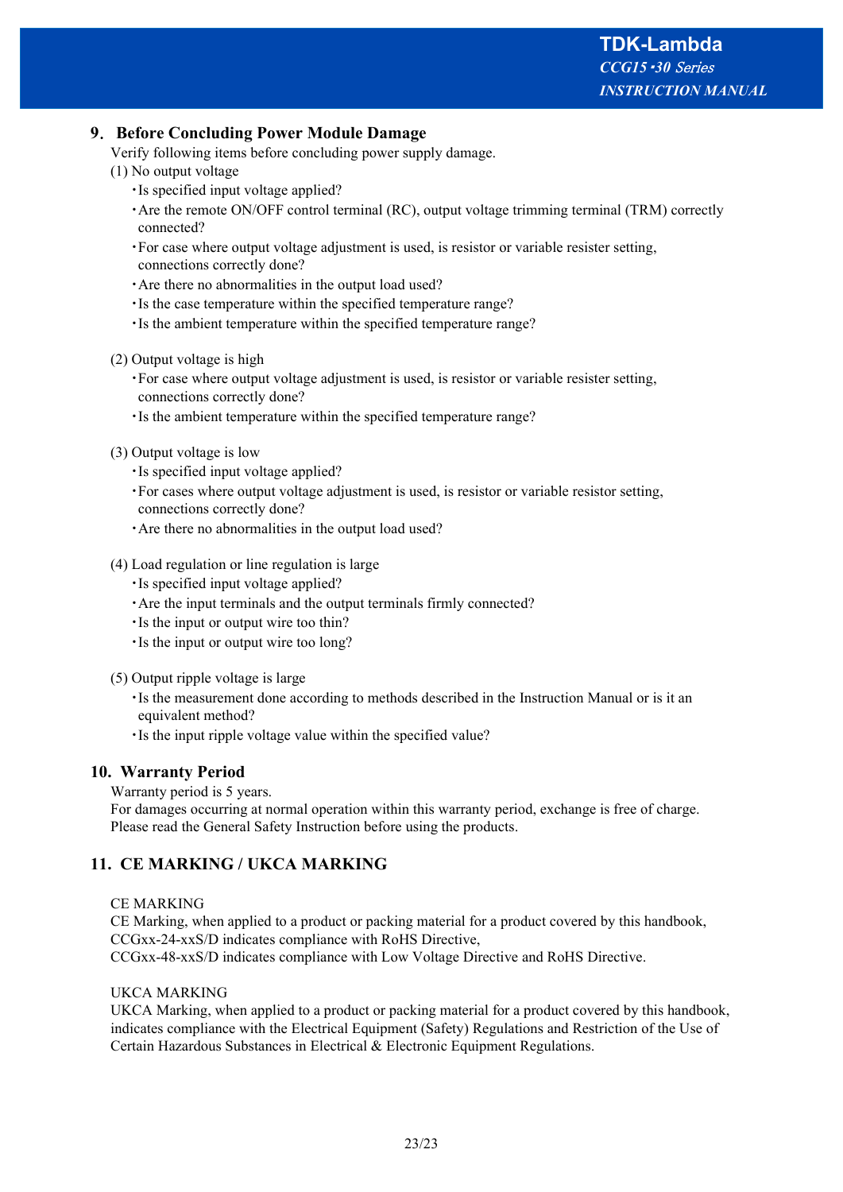## 9. Before Concluding Power Module Damage

Verify following items before concluding power supply damage.

(1) No output voltage

- ・Is specified input voltage applied?
- ・Are the remote ON/OFF control terminal (RC), output voltage trimming terminal (TRM) correctly connected?
- ・For case where output voltage adjustment is used, is resistor or variable resister setting, connections correctly done?
- ・Are there no abnormalities in the output load used?
- ・Is the case temperature within the specified temperature range?
- ・Is the ambient temperature within the specified temperature range?

(2) Output voltage is high

- ・For case where output voltage adjustment is used, is resistor or variable resister setting, connections correctly done?
- ・Is the ambient temperature within the specified temperature range?

(3) Output voltage is low

- ・Is specified input voltage applied?
- ・For cases where output voltage adjustment is used, is resistor or variable resistor setting, connections correctly done?
- ・Are there no abnormalities in the output load used?

(4) Load regulation or line regulation is large

- ・Is specified input voltage applied?
- ・Are the input terminals and the output terminals firmly connected?
- ・Is the input or output wire too thin?
- ・Is the input or output wire too long?

(5) Output ripple voltage is large

- ・Is the measurement done according to methods described in the Instruction Manual or is it an equivalent method?
- ・Is the input ripple voltage value within the specified value?

## 10. Warranty Period

Warranty period is 5 years.
For damages occurring at normal operation within this warranty period, exchange is free of charge.
Please read the General Safety Instruction before using the products.

## 11. CE MARKING / UKCA MARKING

CE MARKING
CE Marking, when applied to a product or packing material for a product covered by this handbook,
CCGxx-24-xxS/D indicates compliance with RoHS Directive,
CCGxx-48-xxS/D indicates compliance with Low Voltage Directive and RoHS Directive.

UKCA MARKING
UKCA Marking, when applied to a product or packing material for a product covered by this handbook, indicates compliance with the Electrical Equipment (Safety) Regulations and Restriction of the Use of Certain Hazardous Substances in Electrical & Electronic Equipment Regulations.